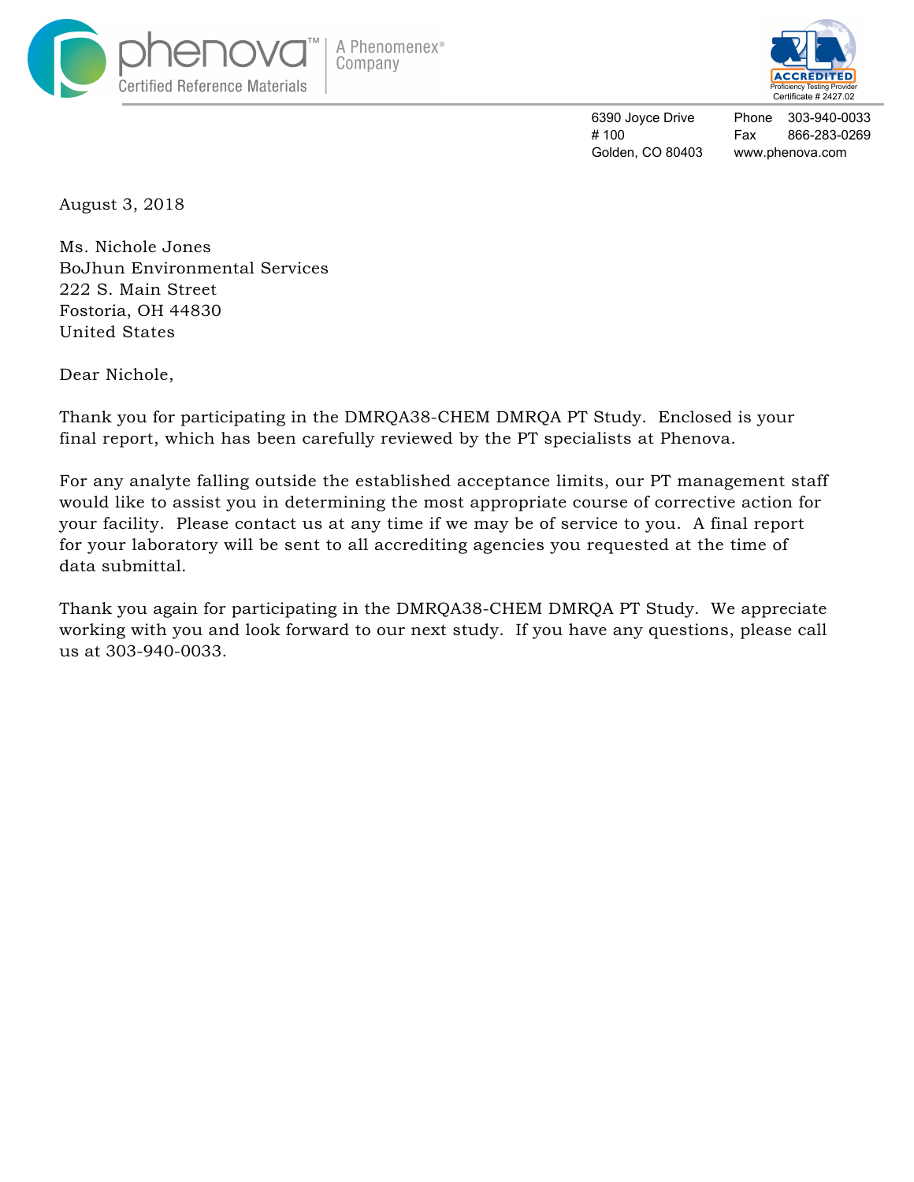phenova™ | A Phenomenex® Company
Certified Reference Materials

ACCREDITED
Proficiency Testing Provider
Certificate # 2427.02

6390 Joyce Drive
# 100
Golden, CO 80403

Phone 303-940-0033
Fax 866-283-0269
www.phenova.com

August 3, 2018

Ms. Nichole Jones
BoJhun Environmental Services
222 S. Main Street
Fostoria, OH 44830
United States

Dear Nichole,

Thank you for participating in the DMRQA38-CHEM DMRQA PT Study. Enclosed is your final report, which has been carefully reviewed by the PT specialists at Phenova.

For any analyte falling outside the established acceptance limits, our PT management staff would like to assist you in determining the most appropriate course of corrective action for your facility. Please contact us at any time if we may be of service to you. A final report for your laboratory will be sent to all accrediting agencies you requested at the time of data submittal.

Thank you again for participating in the DMRQA38-CHEM DMRQA PT Study. We appreciate working with you and look forward to our next study. If you have any questions, please call us at 303-940-0033.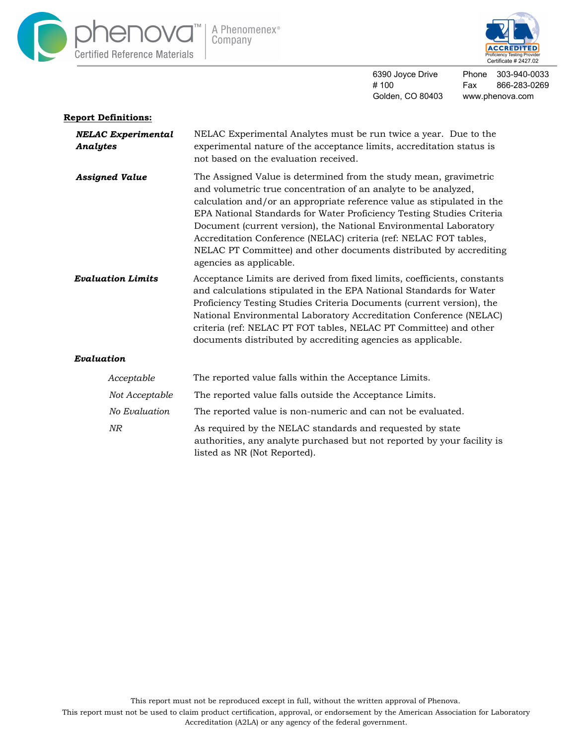6390 Joyce Drive
# 100
Golden, CO 80403

Phone 303-940-0033
Fax 866-283-0269
www.phenova.com

**Report Definitions:**

***NELAC Experimental Analytes*** — NELAC Experimental Analytes must be run twice a year. Due to the experimental nature of the acceptance limits, accreditation status is not based on the evaluation received.

***Assigned Value*** — The Assigned Value is determined from the study mean, gravimetric and volumetric true concentration of an analyte to be analyzed, calculation and/or an appropriate reference value as stipulated in the EPA National Standards for Water Proficiency Testing Studies Criteria Document (current version), the National Environmental Laboratory Accreditation Conference (NELAC) criteria (ref: NELAC FOT tables, NELAC PT Committee) and other documents distributed by accrediting agencies as applicable.

***Evaluation Limits*** — Acceptance Limits are derived from fixed limits, coefficients, constants and calculations stipulated in the EPA National Standards for Water Proficiency Testing Studies Criteria Documents (current version), the National Environmental Laboratory Accreditation Conference (NELAC) criteria (ref: NELAC PT FOT tables, NELAC PT Committee) and other documents distributed by accrediting agencies as applicable.

***Evaluation***

- *Acceptable* — The reported value falls within the Acceptance Limits.
- *Not Acceptable* — The reported value falls outside the Acceptance Limits.
- *No Evaluation* — The reported value is non-numeric and can not be evaluated.
- *NR* — As required by the NELAC standards and requested by state authorities, any analyte purchased but not reported by your facility is listed as NR (Not Reported).

This report must not be reproduced except in full, without the written approval of Phenova.
This report must not be used to claim product certification, approval, or endorsement by the American Association for Laboratory Accreditation (A2LA) or any agency of the federal government.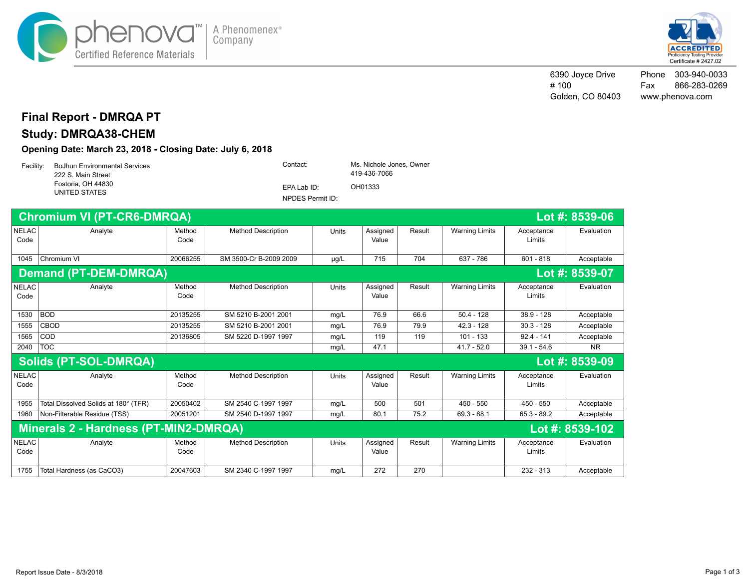phenova™ Certified Reference Materials | A Phenomenex® Company

ACCREDITED Proficiency Testing Provider Certificate # 2427.02

6390 Joyce Drive
# 100
Golden, CO 80403

Phone 303-940-0033
Fax 866-283-0269
www.phenova.com

# Final Report - DMRQA PT

## Study: DMRQA38-CHEM

**Opening Date: March 23, 2018 - Closing Date: July 6, 2018**

Facility: BoJhun Environmental Services
222 S. Main Street
Fostoria, OH 44830
UNITED STATES

Contact: Ms. Nichole Jones, Owner
419-436-7066

EPA Lab ID: OH01333

NPDES Permit ID:

### Chromium VI (PT-CR6-DMRQA) — Lot #: 8539-06

| NELAC Code | Analyte | Method Code | Method Description | Units | Assigned Value | Result | Warning Limits | Acceptance Limits | Evaluation |
|---|---|---|---|---|---|---|---|---|---|
| 1045 | Chromium VI | 20066255 | SM 3500-Cr B-2009 2009 | µg/L | 715 | 704 | 637 - 786 | 601 - 818 | Acceptable |

### Demand (PT-DEM-DMRQA) — Lot #: 8539-07

| NELAC Code | Analyte | Method Code | Method Description | Units | Assigned Value | Result | Warning Limits | Acceptance Limits | Evaluation |
|---|---|---|---|---|---|---|---|---|---|
| 1530 | BOD | 20135255 | SM 5210 B-2001 2001 | mg/L | 76.9 | 66.6 | 50.4 - 128 | 38.9 - 128 | Acceptable |
| 1555 | CBOD | 20135255 | SM 5210 B-2001 2001 | mg/L | 76.9 | 79.9 | 42.3 - 128 | 30.3 - 128 | Acceptable |
| 1565 | COD | 20136805 | SM 5220 D-1997 1997 | mg/L | 119 | 119 | 101 - 133 | 92.4 - 141 | Acceptable |
| 2040 | TOC | | | mg/L | 47.1 | | 41.7 - 52.0 | 39.1 - 54.6 | NR |

### Solids (PT-SOL-DMRQA) — Lot #: 8539-09

| NELAC Code | Analyte | Method Code | Method Description | Units | Assigned Value | Result | Warning Limits | Acceptance Limits | Evaluation |
|---|---|---|---|---|---|---|---|---|---|
| 1955 | Total Dissolved Solids at 180° (TFR) | 20050402 | SM 2540 C-1997 1997 | mg/L | 500 | 501 | 450 - 550 | 450 - 550 | Acceptable |
| 1960 | Non-Filterable Residue (TSS) | 20051201 | SM 2540 D-1997 1997 | mg/L | 80.1 | 75.2 | 69.3 - 88.1 | 65.3 - 89.2 | Acceptable |

### Minerals 2 - Hardness (PT-MIN2-DMRQA) — Lot #: 8539-102

| NELAC Code | Analyte | Method Code | Method Description | Units | Assigned Value | Result | Warning Limits | Acceptance Limits | Evaluation |
|---|---|---|---|---|---|---|---|---|---|
| 1755 | Total Hardness (as $CaCO_3$) | 20047603 | SM 2340 C-1997 1997 | mg/L | 272 | 270 | | 232 - 313 | Acceptable |

Report Issue Date - 8/3/2018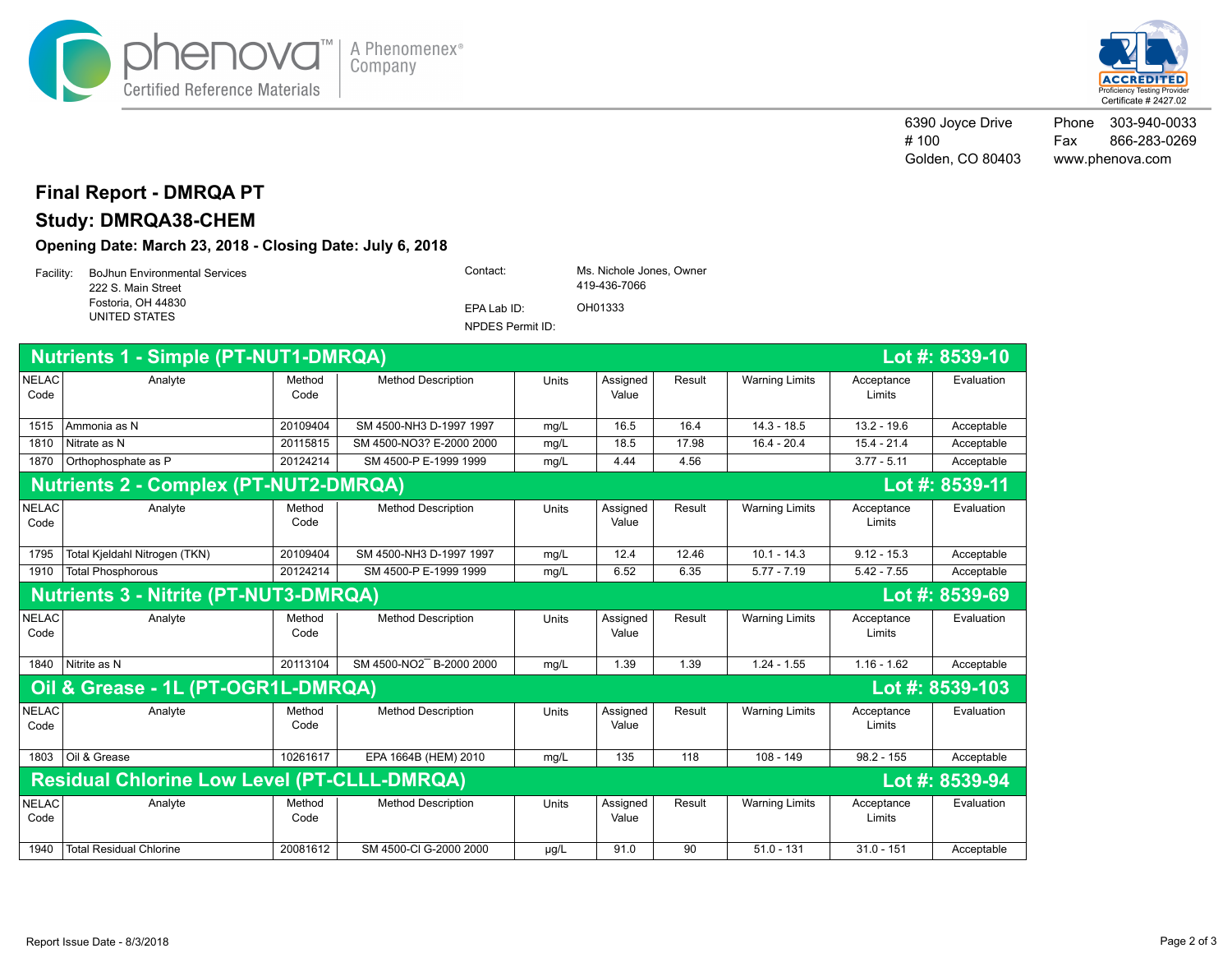phenova™ | A Phenomenex® Company
Certified Reference Materials

ACCREDITED
Proficiency Testing Provider
Certificate # 2427.02

6390 Joyce Drive
# 100
Golden, CO 80403

Phone 303-940-0033
Fax 866-283-0269
www.phenova.com

# Final Report - DMRQA PT

## Study: DMRQA38-CHEM

### Opening Date: March 23, 2018 - Closing Date: July 6, 2018

Facility: BoJhun Environmental Services
222 S. Main Street
Fostoria, OH 44830
UNITED STATES

Contact: Ms. Nichole Jones, Owner
419-436-7066

EPA Lab ID: OH01333

NPDES Permit ID:

## Nutrients 1 - Simple (PT-NUT1-DMRQA) — Lot #: 8539-10

| NELAC Code | Analyte | Method Code | Method Description | Units | Assigned Value | Result | Warning Limits | Acceptance Limits | Evaluation |
|---|---|---|---|---|---|---|---|---|---|
| 1515 | Ammonia as N | 20109404 | SM 4500-NH3 D-1997 1997 | mg/L | 16.5 | 16.4 | 14.3 - 18.5 | 13.2 - 19.6 | Acceptable |
| 1810 | Nitrate as N | 20115815 | SM 4500-NO3? E-2000 2000 | mg/L | 18.5 | 17.98 | 16.4 - 20.4 | 15.4 - 21.4 | Acceptable |
| 1870 | Orthophosphate as P | 20124214 | SM 4500-P E-1999 1999 | mg/L | 4.44 | 4.56 | | 3.77 - 5.11 | Acceptable |

## Nutrients 2 - Complex (PT-NUT2-DMRQA) — Lot #: 8539-11

| NELAC Code | Analyte | Method Code | Method Description | Units | Assigned Value | Result | Warning Limits | Acceptance Limits | Evaluation |
|---|---|---|---|---|---|---|---|---|---|
| 1795 | Total Kjeldahl Nitrogen (TKN) | 20109404 | SM 4500-NH3 D-1997 1997 | mg/L | 12.4 | 12.46 | 10.1 - 14.3 | 9.12 - 15.3 | Acceptable |
| 1910 | Total Phosphorous | 20124214 | SM 4500-P E-1999 1999 | mg/L | 6.52 | 6.35 | 5.77 - 7.19 | 5.42 - 7.55 | Acceptable |

## Nutrients 3 - Nitrite (PT-NUT3-DMRQA) — Lot #: 8539-69

| NELAC Code | Analyte | Method Code | Method Description | Units | Assigned Value | Result | Warning Limits | Acceptance Limits | Evaluation |
|---|---|---|---|---|---|---|---|---|---|
| 1840 | Nitrite as N | 20113104 | SM 4500-NO2⁻ B-2000 2000 | mg/L | 1.39 | 1.39 | 1.24 - 1.55 | 1.16 - 1.62 | Acceptable |

## Oil & Grease - 1L (PT-OGR1L-DMRQA) — Lot #: 8539-103

| NELAC Code | Analyte | Method Code | Method Description | Units | Assigned Value | Result | Warning Limits | Acceptance Limits | Evaluation |
|---|---|---|---|---|---|---|---|---|---|
| 1803 | Oil & Grease | 10261617 | EPA 1664B (HEM) 2010 | mg/L | 135 | 118 | 108 - 149 | 98.2 - 155 | Acceptable |

## Residual Chlorine Low Level (PT-CLLL-DMRQA) — Lot #: 8539-94

| NELAC Code | Analyte | Method Code | Method Description | Units | Assigned Value | Result | Warning Limits | Acceptance Limits | Evaluation |
|---|---|---|---|---|---|---|---|---|---|
| 1940 | Total Residual Chlorine | 20081612 | SM 4500-Cl G-2000 2000 | µg/L | 91.0 | 90 | 51.0 - 131 | 31.0 - 151 | Acceptable |

Report Issue Date - 8/3/2018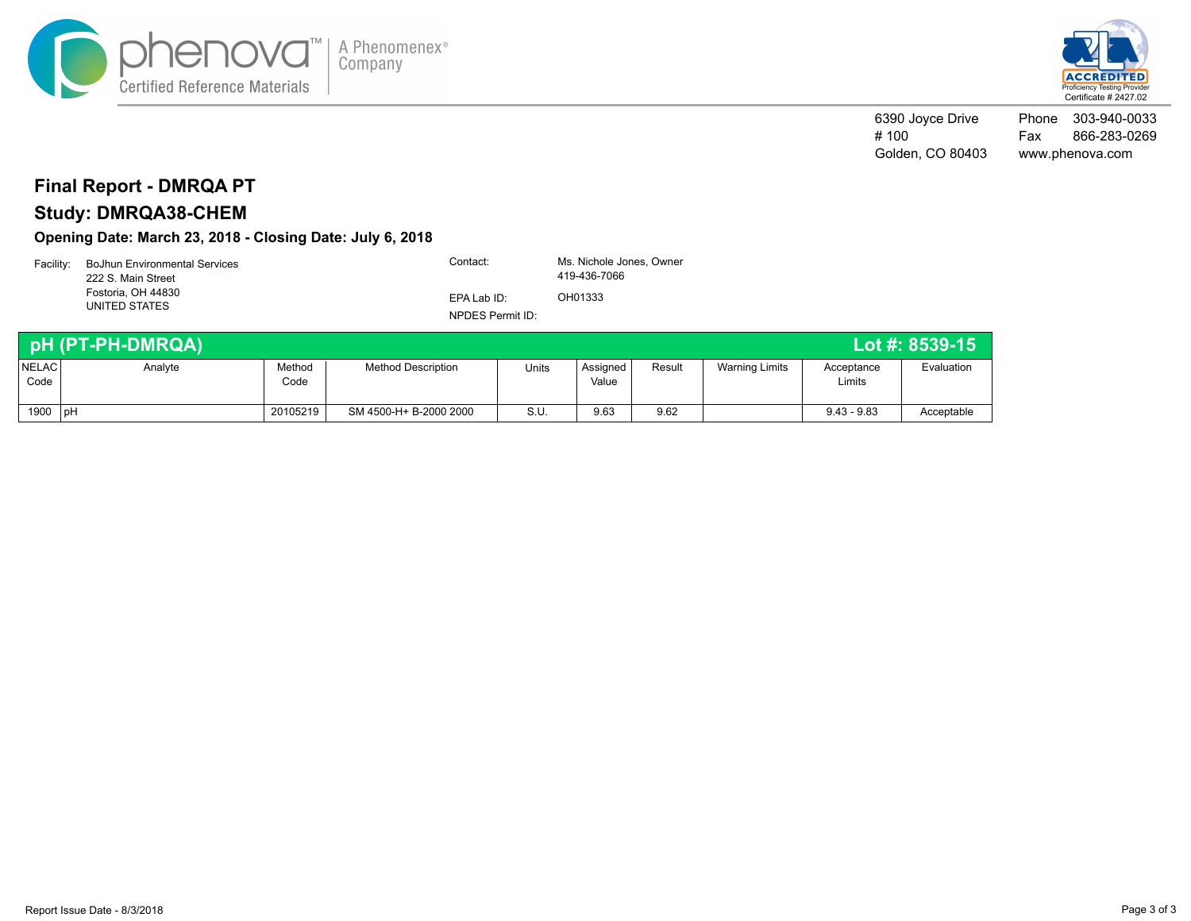phenova™ | A Phenomenex® Company
Certified Reference Materials

ACCREDITED Proficiency Testing Provider Certificate # 2427.02

6390 Joyce Drive
# 100
Golden, CO 80403

Phone 303-940-0033
Fax 866-283-0269
www.phenova.com

# Final Report - DMRQA PT

## Study: DMRQA38-CHEM

**Opening Date: March 23, 2018 - Closing Date: July 6, 2018**

Facility: BoJhun Environmental Services
222 S. Main Street
Fostoria, OH 44830
UNITED STATES

Contact: Ms. Nichole Jones, Owner
419-436-7066

EPA Lab ID: OH01333

NPDES Permit ID:

### pH (PT-PH-DMRQA) — Lot #: 8539-15

| NELAC Code | Analyte | Method Code | Method Description | Units | Assigned Value | Result | Warning Limits | Acceptance Limits | Evaluation |
|---|---|---|---|---|---|---|---|---|---|
| 1900 | pH | 20105219 | SM 4500-H+ B-2000 2000 | S.U. | 9.63 | 9.62 | | 9.43 - 9.83 | Acceptable |

Report Issue Date - 8/3/2018